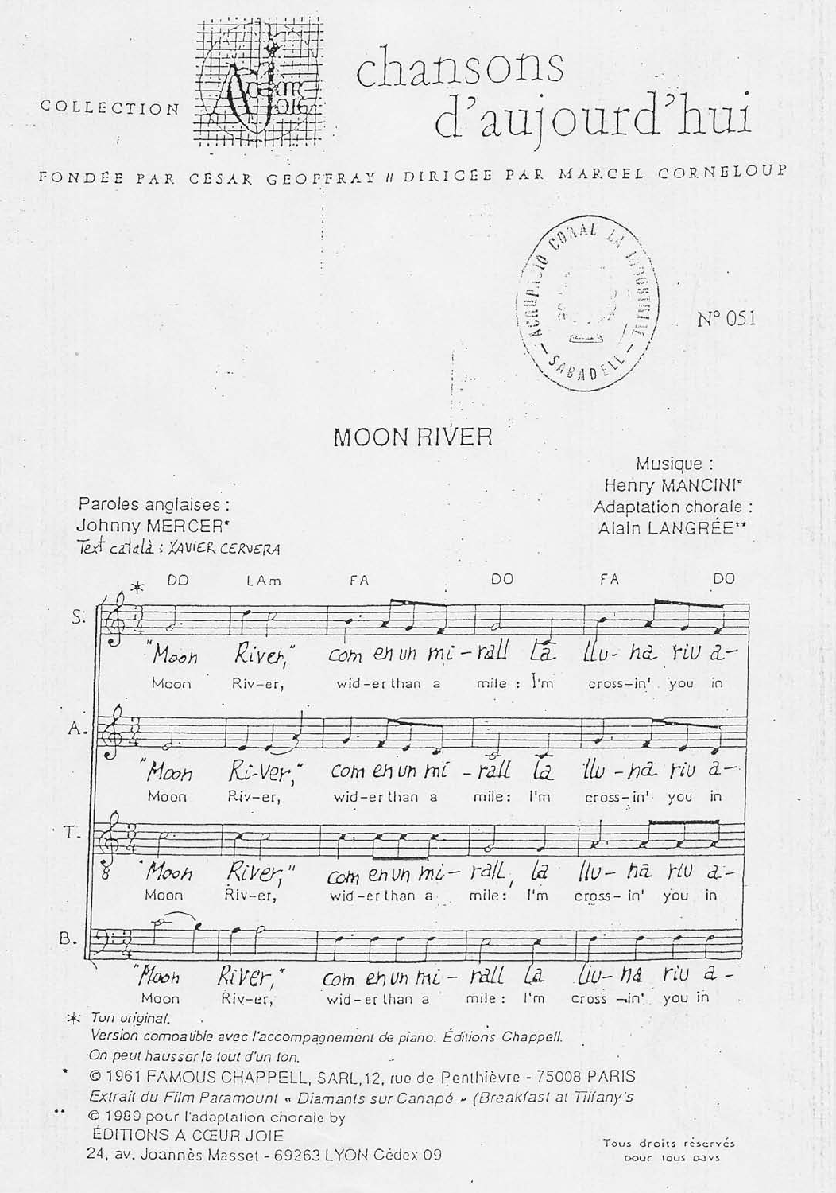COLLECTION

# chansons d'aujourd'hui

FONDÉE PAR CÉSAR GEOFFRAY // DIRIGÉE PAR MARCEL CORNELOUP

N° 051

## MOON RIVER

Paroles anglaises :
Johnny MERCER*
Text català : XAVIER CERVERA

Musique :
Henry MANCINI*
Adaptation chorale :
Alain LANGRÉE**

\* DO LAm FA DO FA DO

S. "Moon River," com en un mi-rall la llu-na riu a-
Moon Riv-er, wid-er than a mile: I'm cross-in' you in

A. "Moon Ri-ver," com en un mi-rall la llu-na riu a-
Moon Riv-er, wid-er than a mile: I'm cross-in' you in

T. "Moon River," com en un mi-rall, la llu-na riu a-
Moon Riv-er, wid-er than a mile: I'm cross-in' you in

B. "Moon River," com en un mi-rall la llu-na riu a-
Moon Riv-er, wid-er than a mile: I'm cross-in' you in

\* Ton original.
*Version compatible avec l'accompagnement de piano. Éditions Chappell.*
*On peut hausser le tout d'un ton.*

\* © 1961 FAMOUS CHAPPELL, SARL, 12, rue de Penthièvre - 75008 PARIS
*Extrait du Film Paramount « Diamants sur Canapé » (Breakfast at Tiffany's*

\*\* © 1989 pour l'adaptation chorale by
ÉDITIONS A CŒUR JOIE
24, av. Joannès Masset - 69263 LYON Cédex 09

Tous droits réservés pour tous pays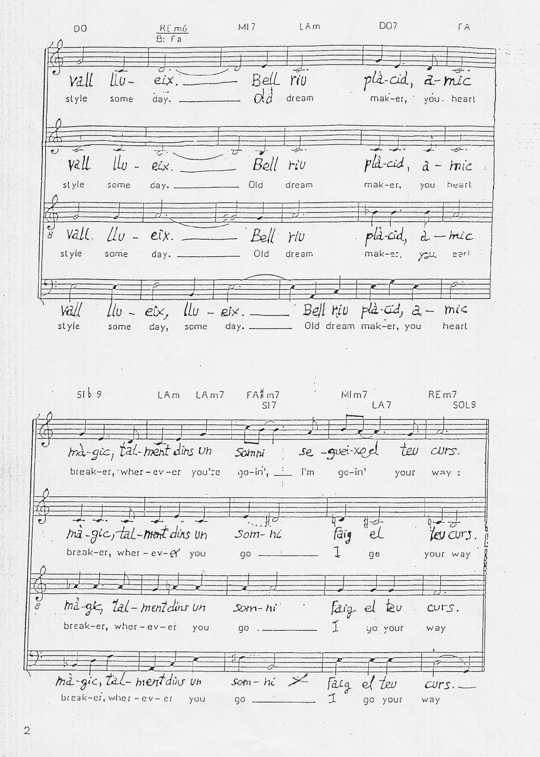DO REm6 (B: Fa) MI7 LAm DO7 FA

Vall llu-eix. Bell riu plà-cid, a-mic
style some day. Old dream mak-er, you heart

Vall llu-eix. Bell riu plà-cid, a-mic
style some day. Old dream mak-er, you heart

Vall llu-eix. Bell riu plà-cid, a-mic
style some day. Old dream mak-er, you heart

Vall llu-eix, llu-eix. Bell riu plà-cid, a-mic
style some day, some day. Old dream mak-er, you heart

SI♭9 LAm LAm7 FA#m7 SI7 MIm7 LA7 REm7 SOL9

màgic, tal-ment dins un somni se-gui-xo el teu curs.
break-er, wher-ev-er you're go-in', I'm go-in' your way :

mà-gic, tal-ment dins un som-ni faig el teu curs.
break-er, wher-ev-er you go I go your way

mà-gic, tal-ment dins un som-ni faig el teu curs.
break-er, wher-ev-er you go I go your way

mà-gic, tal-ment dins un som-ni faig el teu curs.
break-er, wher-ev-er you go I go your way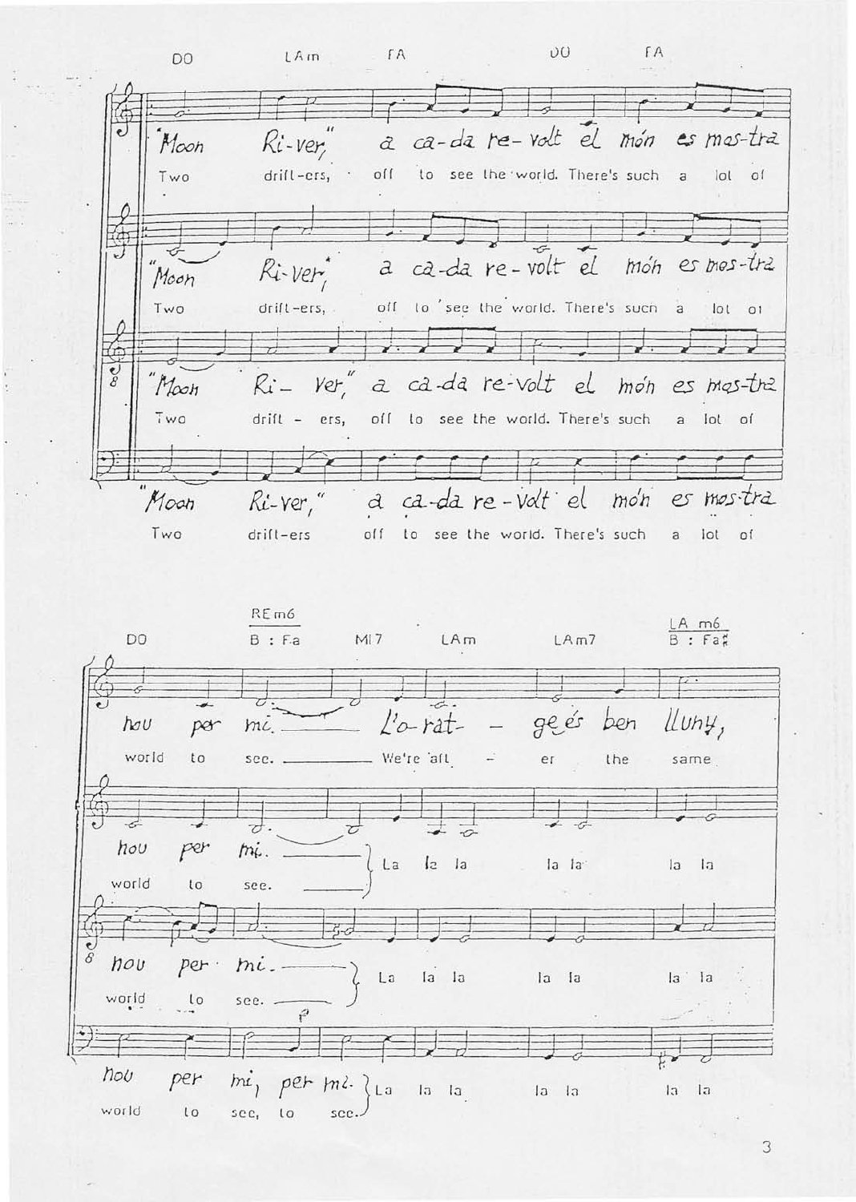DO LAm FA DO FA

"Moon Ri-ver," a ca-da re-volt el món es mos-tra

Two drift-ers, off to see the world. There's such a lot of

"Moon Ri-ver," a ca-da re-volt el món es mos-tra

Two drift-ers, off to see the world. There's such a lot of

"Moon Ri- ver," a ca-da re-volt el món es mos-tra

Two drift - ers, off to see the world. There's such a lot of

"Moon Ri-ver," a ca-da re-volt el món es mos-tra

Two drift-ers off to see the world. There's such a lot of

DO REm6 B : Fa MI7 LAm LAm7 LA m6 B : Fa#

nou per mi. L'o-rat - ge és ben lluny,

world to see. We're aft - er the same

nou per mi. La la la la la la la

world to see.

nou per mi. La la la la la la la

world to see.

nou per mi, per mi. La la la la la la la

world to see, to see.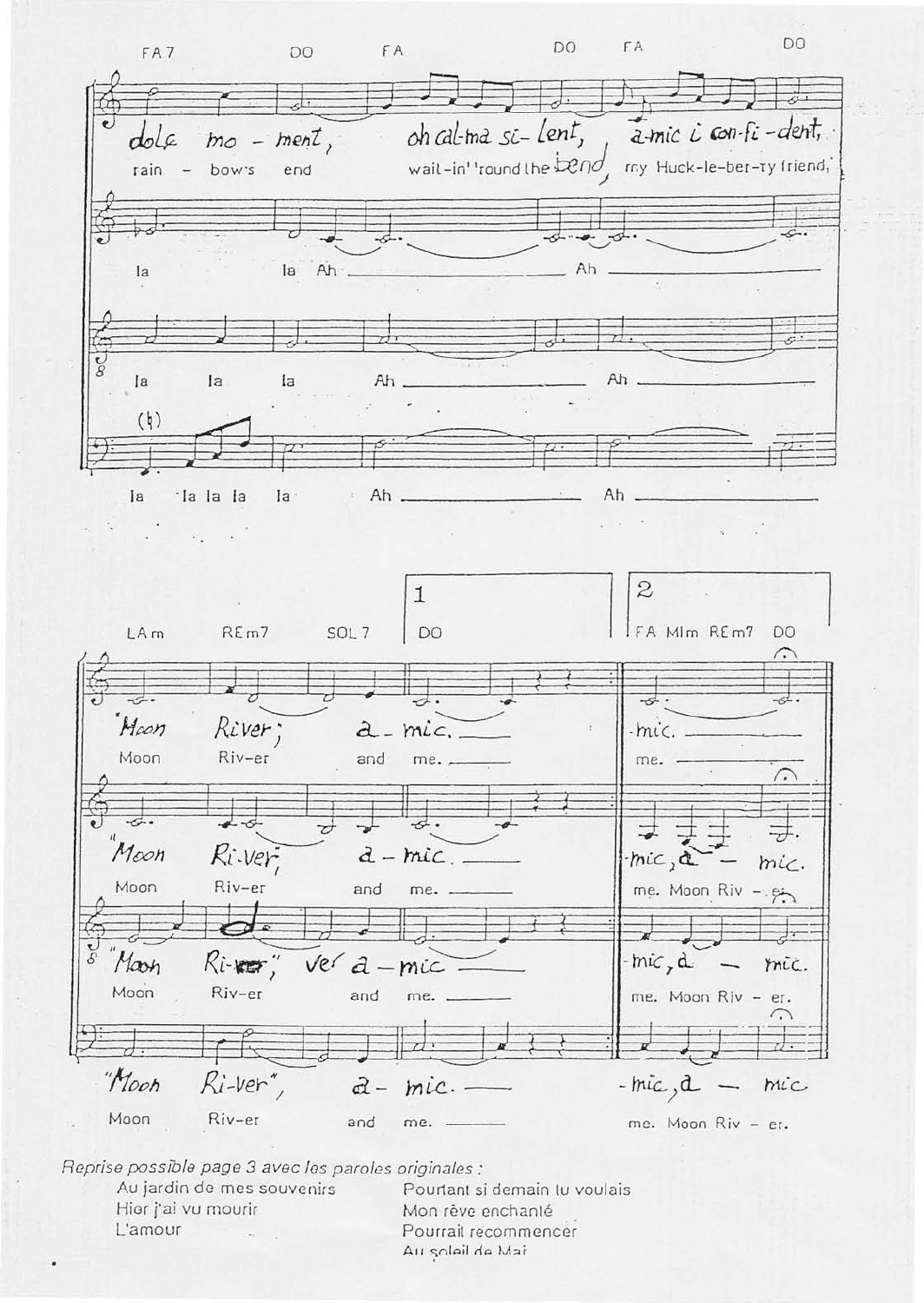*Reprise possible page 3 avec les paroles originales :*

Au jardin de mes souvenirs
Hier j'ai vu mourir
L'amour

Pourtant si demain tu voulais
Mon rêve enchanté
Pourrait recommencer
Au soleil de Mai